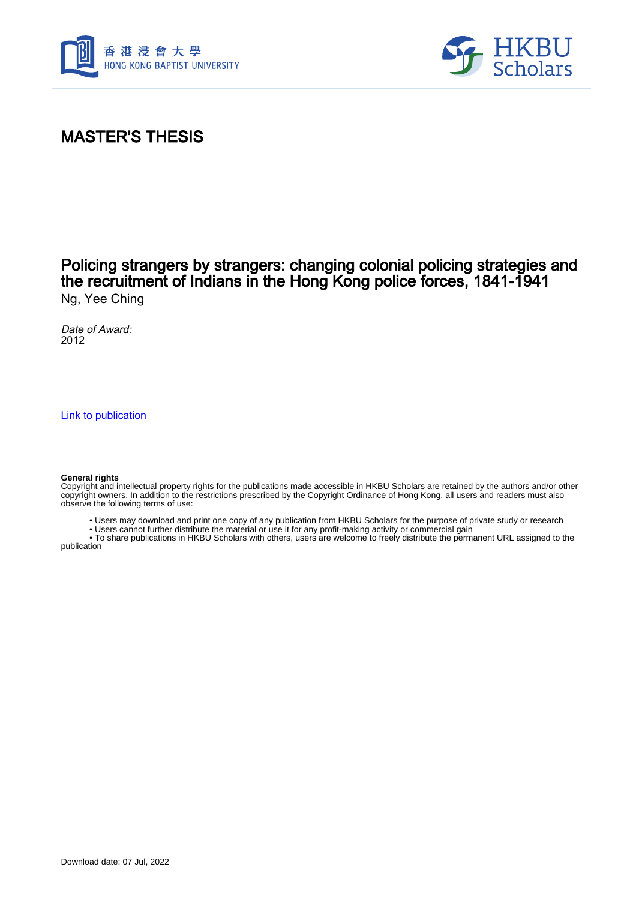# MASTER'S THESIS

## Policing strangers by strangers: changing colonial policing strategies and the recruitment of Indians in the Hong Kong police forces, 1841-1941

Ng, Yee Ching

*Date of Award:*
2012

Link to publication

**General rights**
Copyright and intellectual property rights for the publications made accessible in HKBU Scholars are retained by the authors and/or other copyright owners. In addition to the restrictions prescribed by the Copyright Ordinance of Hong Kong, all users and readers must also observe the following terms of use:

- Users may download and print one copy of any publication from HKBU Scholars for the purpose of private study or research
- Users cannot further distribute the material or use it for any profit-making activity or commercial gain
- To share publications in HKBU Scholars with others, users are welcome to freely distribute the permanent URL assigned to the publication

Download date: 07 Jul, 2022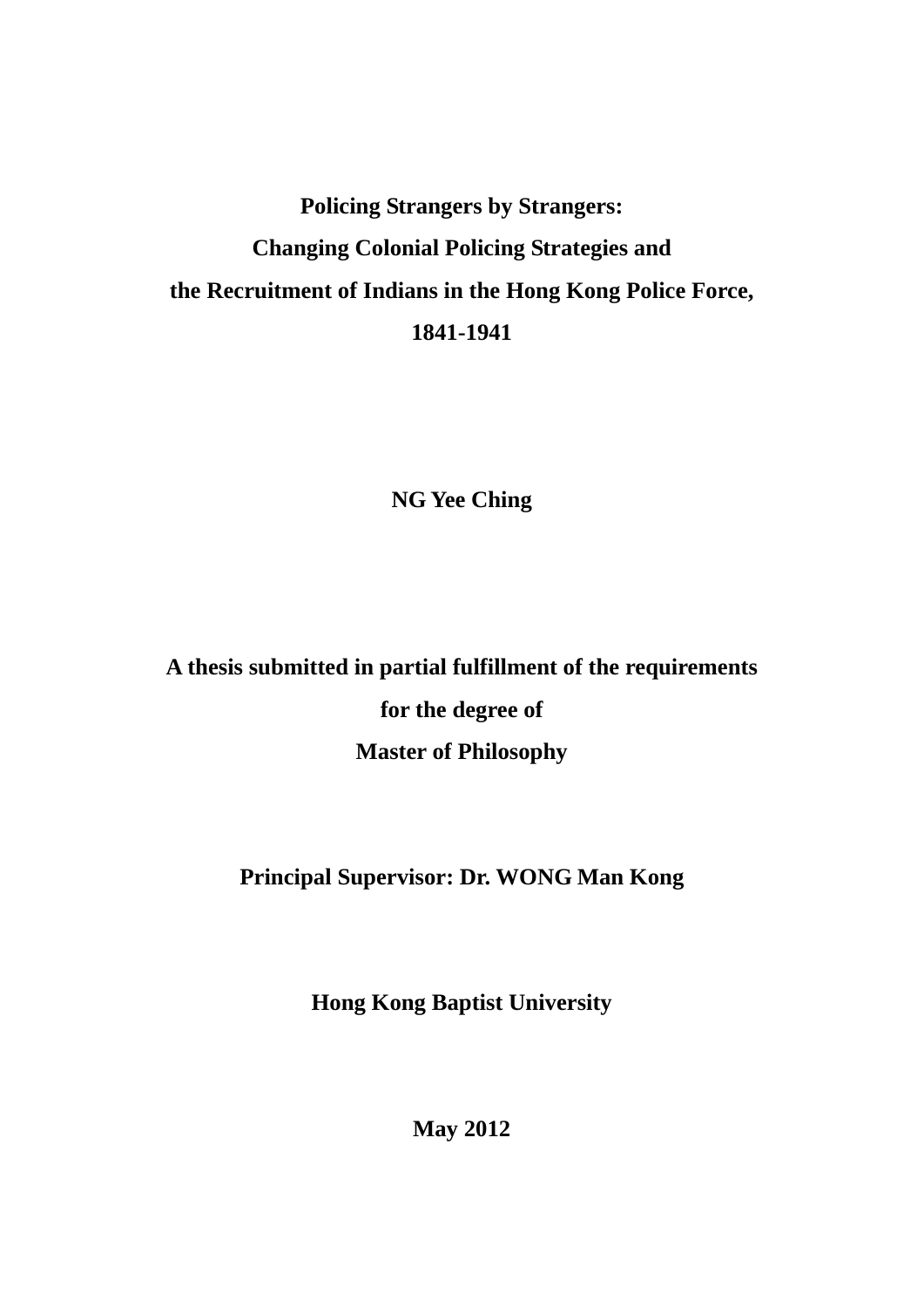# Policing Strangers by Strangers: Changing Colonial Policing Strategies and the Recruitment of Indians in the Hong Kong Police Force, 1841-1941

**NG Yee Ching**

**A thesis submitted in partial fulfillment of the requirements for the degree of Master of Philosophy**

**Principal Supervisor: Dr. WONG Man Kong**

**Hong Kong Baptist University**

**May 2012**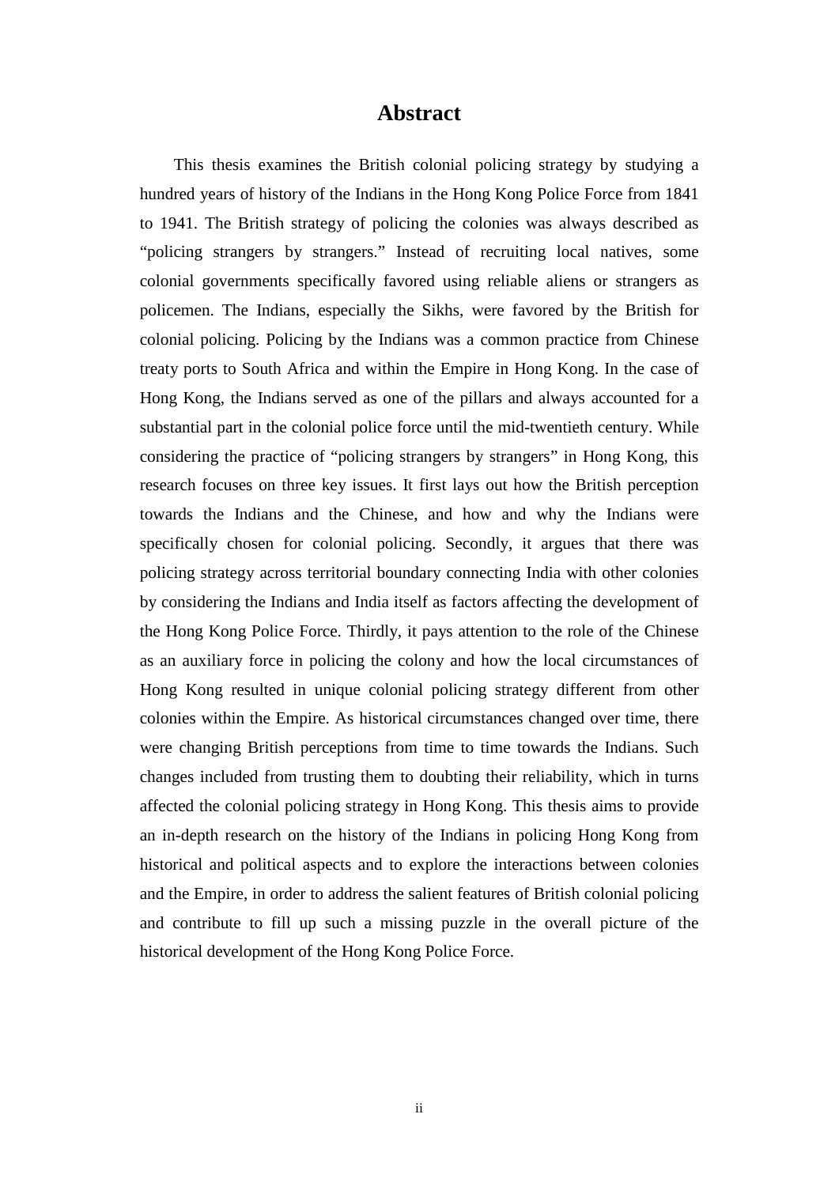# Abstract

This thesis examines the British colonial policing strategy by studying a hundred years of history of the Indians in the Hong Kong Police Force from 1841 to 1941. The British strategy of policing the colonies was always described as "policing strangers by strangers." Instead of recruiting local natives, some colonial governments specifically favored using reliable aliens or strangers as policemen. The Indians, especially the Sikhs, were favored by the British for colonial policing. Policing by the Indians was a common practice from Chinese treaty ports to South Africa and within the Empire in Hong Kong. In the case of Hong Kong, the Indians served as one of the pillars and always accounted for a substantial part in the colonial police force until the mid-twentieth century. While considering the practice of "policing strangers by strangers" in Hong Kong, this research focuses on three key issues. It first lays out how the British perception towards the Indians and the Chinese, and how and why the Indians were specifically chosen for colonial policing. Secondly, it argues that there was policing strategy across territorial boundary connecting India with other colonies by considering the Indians and India itself as factors affecting the development of the Hong Kong Police Force. Thirdly, it pays attention to the role of the Chinese as an auxiliary force in policing the colony and how the local circumstances of Hong Kong resulted in unique colonial policing strategy different from other colonies within the Empire. As historical circumstances changed over time, there were changing British perceptions from time to time towards the Indians. Such changes included from trusting them to doubting their reliability, which in turns affected the colonial policing strategy in Hong Kong. This thesis aims to provide an in-depth research on the history of the Indians in policing Hong Kong from historical and political aspects and to explore the interactions between colonies and the Empire, in order to address the salient features of British colonial policing and contribute to fill up such a missing puzzle in the overall picture of the historical development of the Hong Kong Police Force.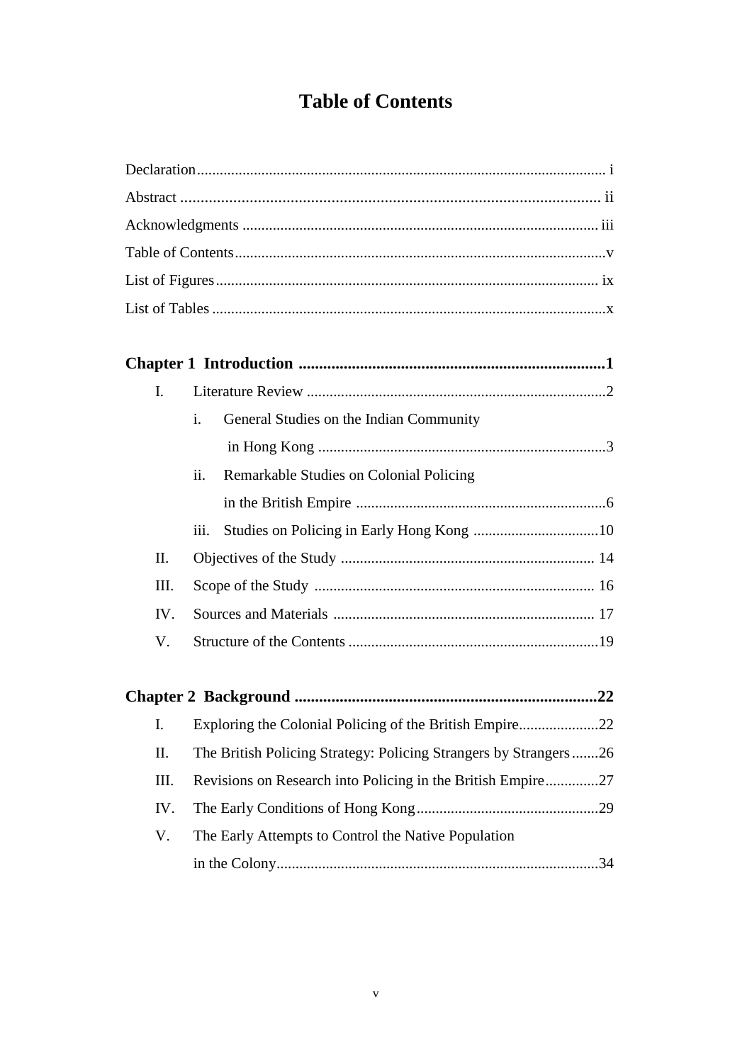# Table of Contents

Declaration ........................................................................................................ i

Abstract ........................................................................................................ ii

Acknowledgments ........................................................................................ iii

Table of Contents ........................................................................................ v

List of Figures ............................................................................................ ix

List of Tables .............................................................................................. x

**Chapter 1 Introduction ........................................................................ 1**

- I. Literature Review ............................................................................ 2
  - i. General Studies on the Indian Community in Hong Kong ...................................................................... 3
  - ii. Remarkable Studies on Colonial Policing in the British Empire ......................................................... 6
  - iii. Studies on Policing in Early Hong Kong ................................ 10
- II. Objectives of the Study ................................................................. 14
- III. Scope of the Study ....................................................................... 16
- IV. Sources and Materials .................................................................. 17
- V. Structure of the Contents ............................................................... 19

**Chapter 2 Background ....................................................................... 22**

- I. Exploring the Colonial Policing of the British Empire .................... 22
- II. The British Policing Strategy: Policing Strangers by Strangers ....... 26
- III. Revisions on Research into Policing in the British Empire ............. 27
- IV. The Early Conditions of Hong Kong ............................................. 29
- V. The Early Attempts to Control the Native Population in the Colony ........................................................................... 34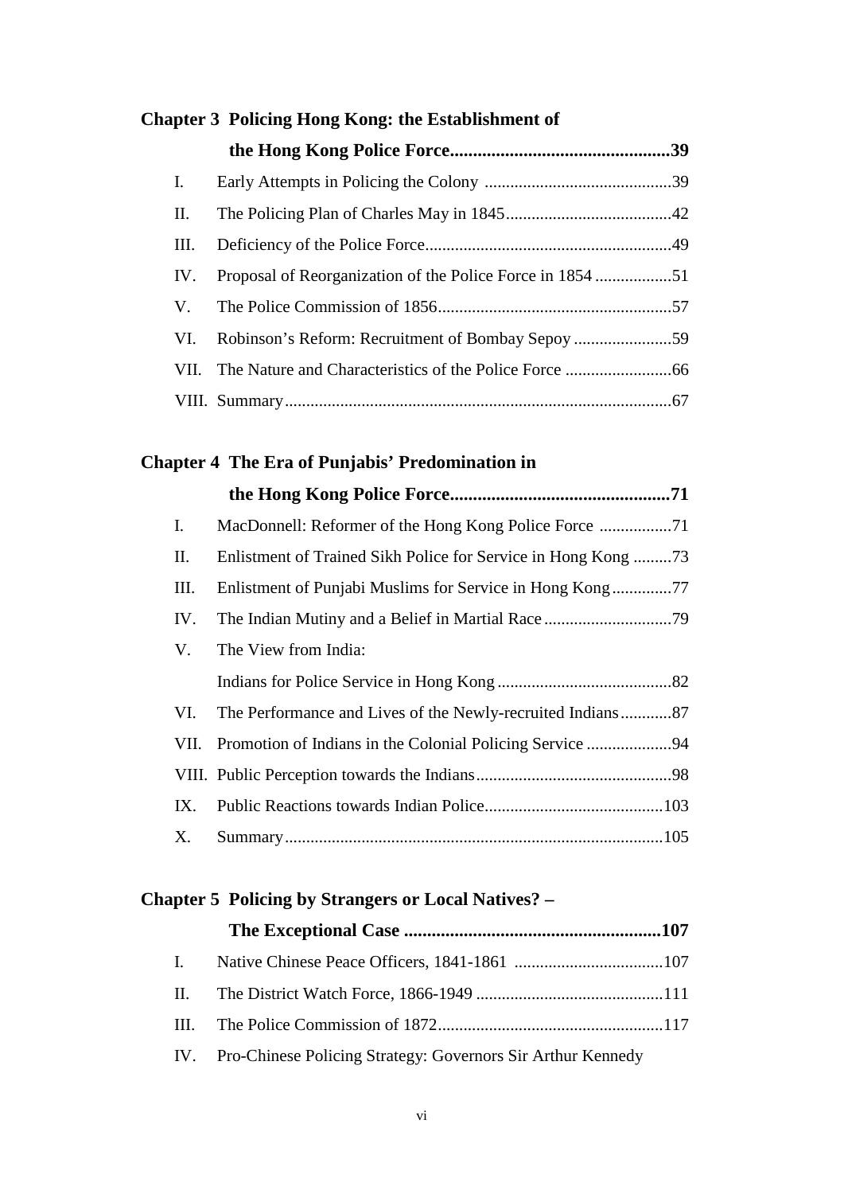**Chapter 3 Policing Hong Kong: the Establishment of the Hong Kong Police Force................................................39**

I. Early Attempts in Policing the Colony ............................................39

II. The Policing Plan of Charles May in 1845.......................................42

III. Deficiency of the Police Force..........................................................49

IV. Proposal of Reorganization of the Police Force in 1854 ..................51

V. The Police Commission of 1856.......................................................57

VI. Robinson's Reform: Recruitment of Bombay Sepoy .......................59

VII. The Nature and Characteristics of the Police Force .........................66

VIII. Summary...........................................................................................67

**Chapter 4 The Era of Punjabis' Predomination in the Hong Kong Police Force................................................71**

I. MacDonnell: Reformer of the Hong Kong Police Force .................71

II. Enlistment of Trained Sikh Police for Service in Hong Kong .........73

III. Enlistment of Punjabi Muslims for Service in Hong Kong..............77

IV. The Indian Mutiny and a Belief in Martial Race ..............................79

V. The View from India: Indians for Police Service in Hong Kong .........................................82

VI. The Performance and Lives of the Newly-recruited Indians............87

VII. Promotion of Indians in the Colonial Policing Service ....................94

VIII. Public Perception towards the Indians..............................................98

IX. Public Reactions towards Indian Police..........................................103

X. Summary.........................................................................................105

**Chapter 5 Policing by Strangers or Local Natives? – The Exceptional Case ........................................................107**

I. Native Chinese Peace Officers, 1841-1861 ...................................107

II. The District Watch Force, 1866-1949 ............................................111

III. The Police Commission of 1872.....................................................117

IV. Pro-Chinese Policing Strategy: Governors Sir Arthur Kennedy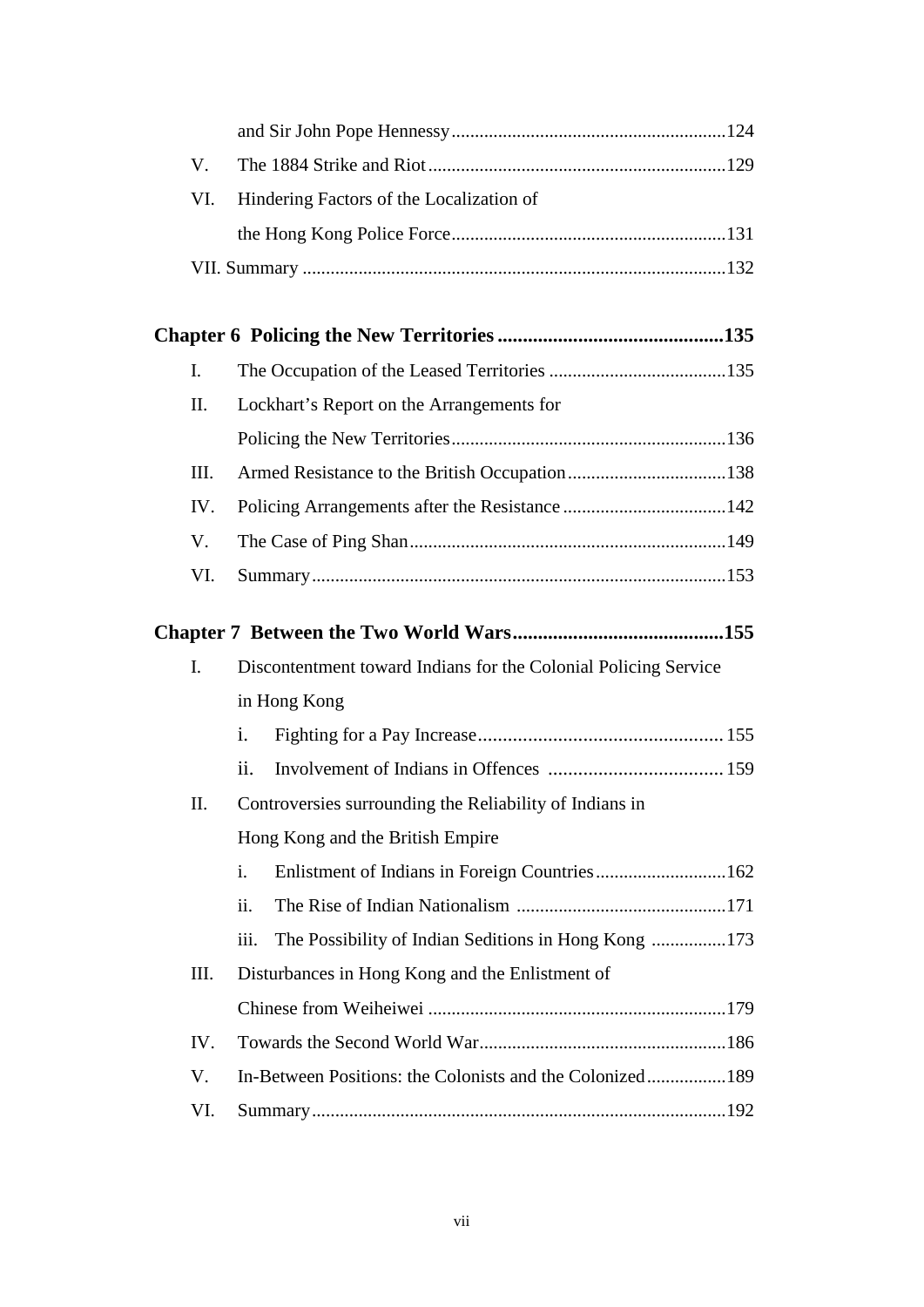and Sir John Pope Hennessy ..........................................................124

V. The 1884 Strike and Riot ................................................................129

VI. Hindering Factors of the Localization of the Hong Kong Police Force ..........................................................131

VII. Summary ..........................................................................................132

**Chapter 6 Policing the New Territories .............................................135**

I. The Occupation of the Leased Territories ......................................135

II. Lockhart's Report on the Arrangements for Policing the New Territories ..........................................................136

III. Armed Resistance to the British Occupation ..................................138

IV. Policing Arrangements after the Resistance ...................................142

V. The Case of Ping Shan ....................................................................149

VI. Summary .........................................................................................153

**Chapter 7 Between the Two World Wars ..........................................155**

I. Discontentment toward Indians for the Colonial Policing Service in Hong Kong

  i. Fighting for a Pay Increase ................................................. 155

  ii. Involvement of Indians in Offences ................................... 159

II. Controversies surrounding the Reliability of Indians in Hong Kong and the British Empire

  i. Enlistment of Indians in Foreign Countries ............................162

  ii. The Rise of Indian Nationalism .............................................171

  iii. The Possibility of Indian Seditions in Hong Kong ................173

III. Disturbances in Hong Kong and the Enlistment of Chinese from Weiheiwei ................................................................179

IV. Towards the Second World War .....................................................186

V. In-Between Positions: the Colonists and the Colonized .................189

VI. Summary .........................................................................................192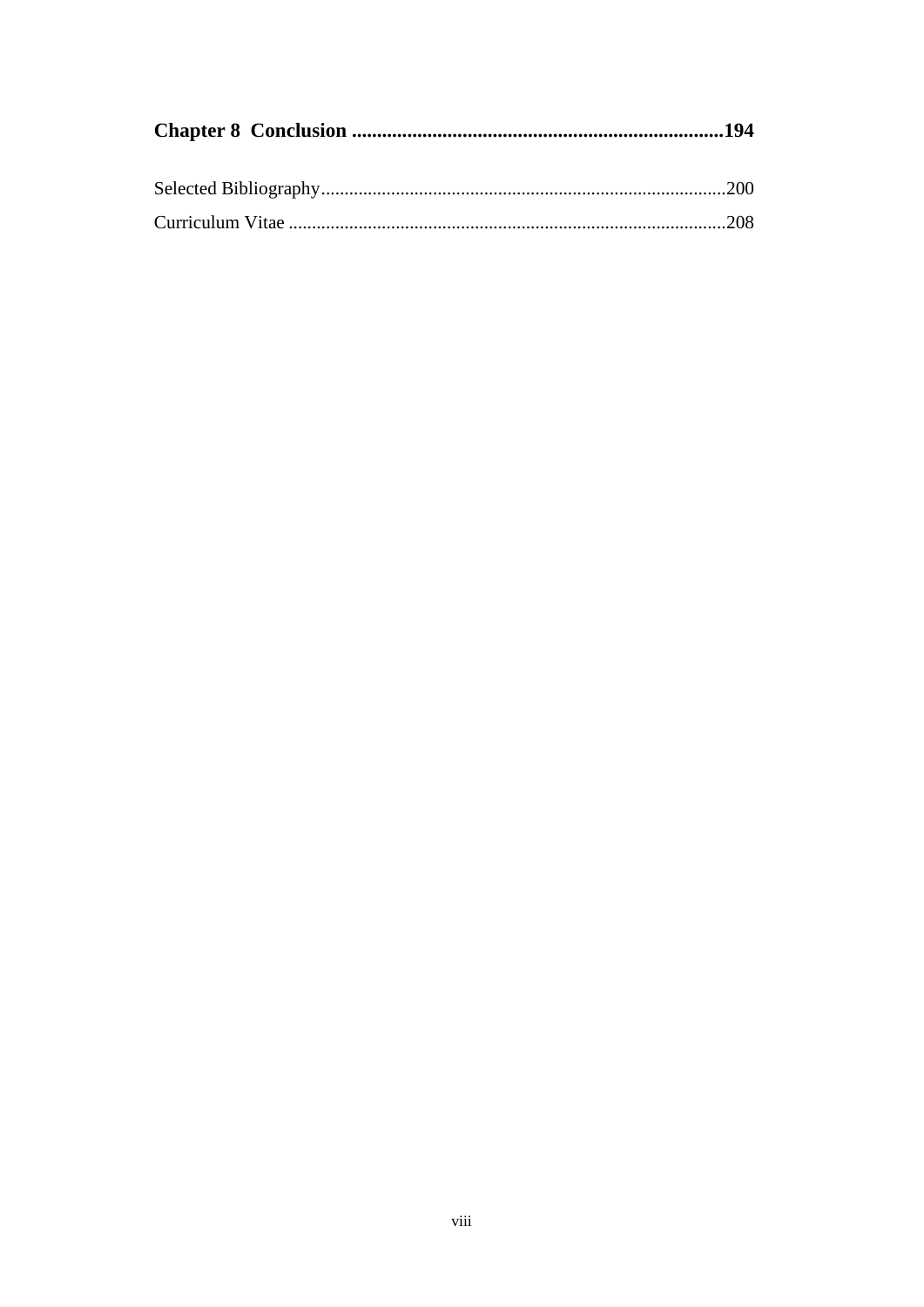**Chapter 8 Conclusion ..........................................................................194**

Selected Bibliography......................................................................................200

Curriculum Vitae ............................................................................................208